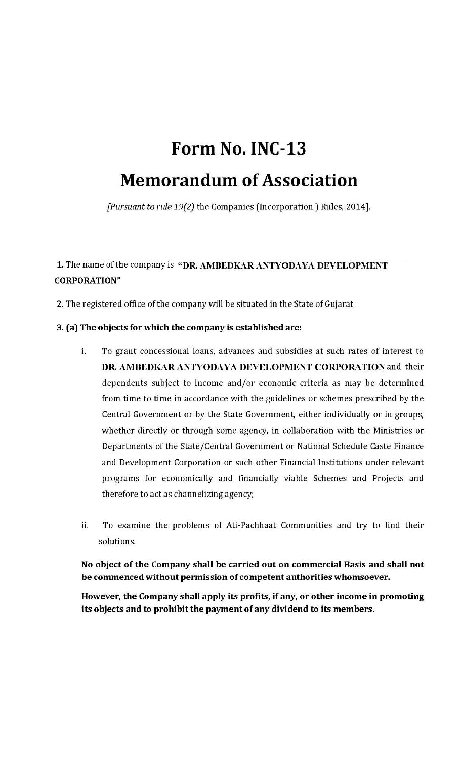# Form No. INC-13

# Memorandum of Association

*[Pursuant to rule 19(2)* the Companies (Incorporation ) Rules, 2014].

**1.** The name of the company is **"DR. AMBEDKAR ANTYODAYA DEVELOPMENT CORPORATION"**

**2.** The registered office of the company will be situated in the State of Gujarat

**3. (a) The objects for which the company is established are:**

i. To grant concessional loans, advances and subsidies at such rates of interest to **DR. AMBEDKAR ANTYODAYA DEVELOPMENT CORPORATION** and their dependents subject to income and/or economic criteria as may be determined from time to time in accordance with the guidelines or schemes prescribed by the Central Government or by the State Government, either individually or in groups, whether directly or through some agency, in collaboration with the Ministries or Departments of the State/Central Government or National Schedule Caste Finance and Development Corporation or such other Financial Institutions under relevant programs for economically and financially viable Schemes and Projects and therefore to act as channelizing agency;

ii. To examine the problems of Ati-Pachhaat Communities and try to find their solutions.

**No object of the Company shall be carried out on commercial Basis and shall not be commenced without permission of competent authorities whomsoever.**

**However, the Company shall apply its profits, if any, or other income in promoting its objects and to prohibit the payment of any dividend to its members.**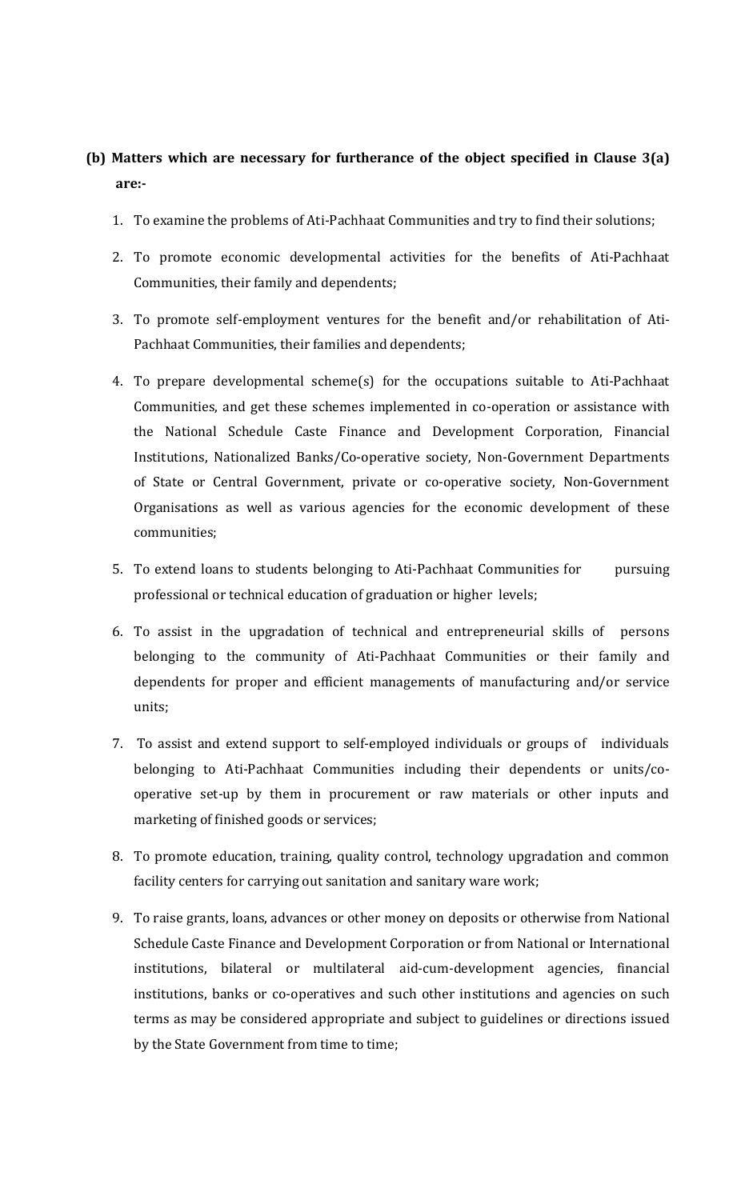**(b) Matters which are necessary for furtherance of the object specified in Clause 3(a) are:-**

1. To examine the problems of Ati-Pachhaat Communities and try to find their solutions;
2. To promote economic developmental activities for the benefits of Ati-Pachhaat Communities, their family and dependents;
3. To promote self-employment ventures for the benefit and/or rehabilitation of Ati-Pachhaat Communities, their families and dependents;
4. To prepare developmental scheme(s) for the occupations suitable to Ati-Pachhaat Communities, and get these schemes implemented in co-operation or assistance with the National Schedule Caste Finance and Development Corporation, Financial Institutions, Nationalized Banks/Co-operative society, Non-Government Departments of State or Central Government, private or co-operative society, Non-Government Organisations as well as various agencies for the economic development of these communities;
5. To extend loans to students belonging to Ati-Pachhaat Communities for pursuing professional or technical education of graduation or higher levels;
6. To assist in the upgradation of technical and entrepreneurial skills of persons belonging to the community of Ati-Pachhaat Communities or their family and dependents for proper and efficient managements of manufacturing and/or service units;
7. To assist and extend support to self-employed individuals or groups of individuals belonging to Ati-Pachhaat Communities including their dependents or units/co-operative set-up by them in procurement or raw materials or other inputs and marketing of finished goods or services;
8. To promote education, training, quality control, technology upgradation and common facility centers for carrying out sanitation and sanitary ware work;
9. To raise grants, loans, advances or other money on deposits or otherwise from National Schedule Caste Finance and Development Corporation or from National or International institutions, bilateral or multilateral aid-cum-development agencies, financial institutions, banks or co-operatives and such other institutions and agencies on such terms as may be considered appropriate and subject to guidelines or directions issued by the State Government from time to time;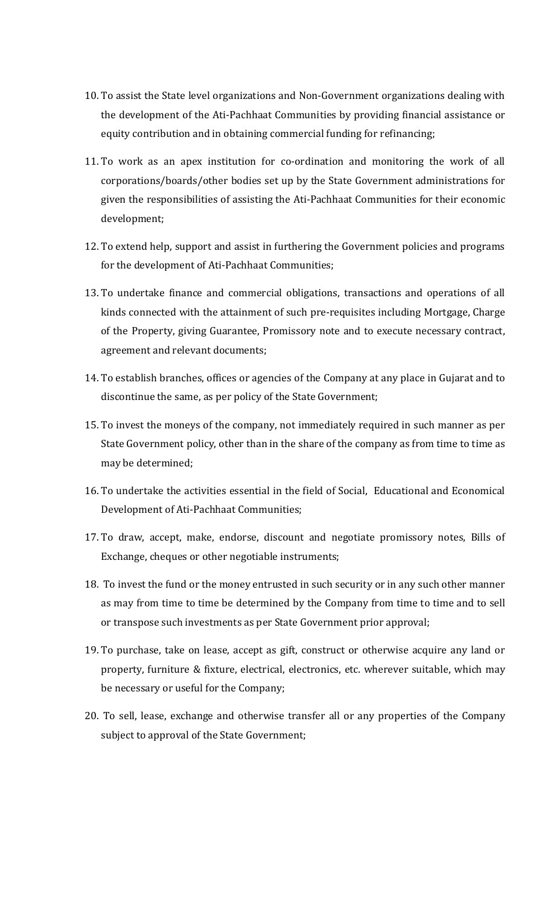10. To assist the State level organizations and Non-Government organizations dealing with the development of the Ati-Pachhaat Communities by providing financial assistance or equity contribution and in obtaining commercial funding for refinancing;

11. To work as an apex institution for co-ordination and monitoring the work of all corporations/boards/other bodies set up by the State Government administrations for given the responsibilities of assisting the Ati-Pachhaat Communities for their economic development;

12. To extend help, support and assist in furthering the Government policies and programs for the development of Ati-Pachhaat Communities;

13. To undertake finance and commercial obligations, transactions and operations of all kinds connected with the attainment of such pre-requisites including Mortgage, Charge of the Property, giving Guarantee, Promissory note and to execute necessary contract, agreement and relevant documents;

14. To establish branches, offices or agencies of the Company at any place in Gujarat and to discontinue the same, as per policy of the State Government;

15. To invest the moneys of the company, not immediately required in such manner as per State Government policy, other than in the share of the company as from time to time as may be determined;

16. To undertake the activities essential in the field of Social, Educational and Economical Development of Ati-Pachhaat Communities;

17. To draw, accept, make, endorse, discount and negotiate promissory notes, Bills of Exchange, cheques or other negotiable instruments;

18. To invest the fund or the money entrusted in such security or in any such other manner as may from time to time be determined by the Company from time to time and to sell or transpose such investments as per State Government prior approval;

19. To purchase, take on lease, accept as gift, construct or otherwise acquire any land or property, furniture & fixture, electrical, electronics, etc. wherever suitable, which may be necessary or useful for the Company;

20. To sell, lease, exchange and otherwise transfer all or any properties of the Company subject to approval of the State Government;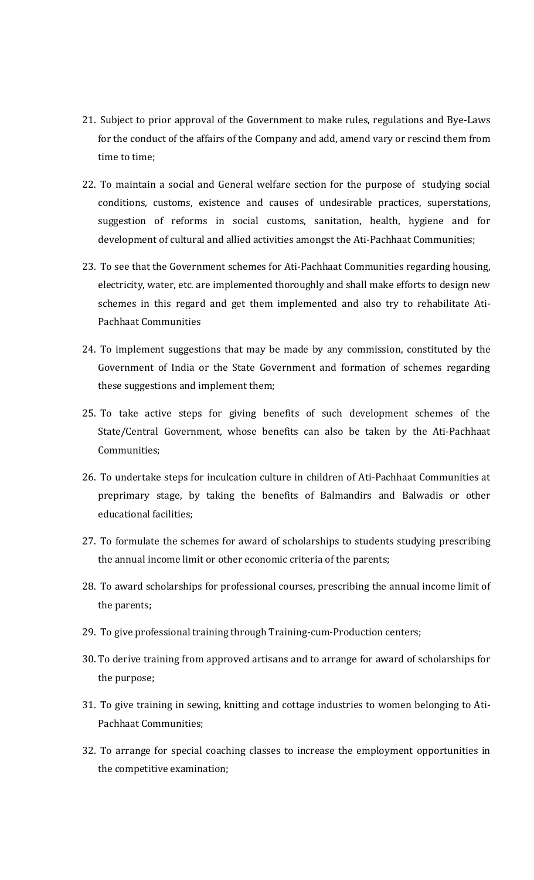21. Subject to prior approval of the Government to make rules, regulations and Bye-Laws for the conduct of the affairs of the Company and add, amend vary or rescind them from time to time;

22. To maintain a social and General welfare section for the purpose of studying social conditions, customs, existence and causes of undesirable practices, superstations, suggestion of reforms in social customs, sanitation, health, hygiene and for development of cultural and allied activities amongst the Ati-Pachhaat Communities;

23. To see that the Government schemes for Ati-Pachhaat Communities regarding housing, electricity, water, etc. are implemented thoroughly and shall make efforts to design new schemes in this regard and get them implemented and also try to rehabilitate Ati-Pachhaat Communities

24. To implement suggestions that may be made by any commission, constituted by the Government of India or the State Government and formation of schemes regarding these suggestions and implement them;

25. To take active steps for giving benefits of such development schemes of the State/Central Government, whose benefits can also be taken by the Ati-Pachhaat Communities;

26. To undertake steps for inculcation culture in children of Ati-Pachhaat Communities at preprimary stage, by taking the benefits of Balmandirs and Balwadis or other educational facilities;

27. To formulate the schemes for award of scholarships to students studying prescribing the annual income limit or other economic criteria of the parents;

28. To award scholarships for professional courses, prescribing the annual income limit of the parents;

29. To give professional training through Training-cum-Production centers;

30. To derive training from approved artisans and to arrange for award of scholarships for the purpose;

31. To give training in sewing, knitting and cottage industries to women belonging to Ati-Pachhaat Communities;

32. To arrange for special coaching classes to increase the employment opportunities in the competitive examination;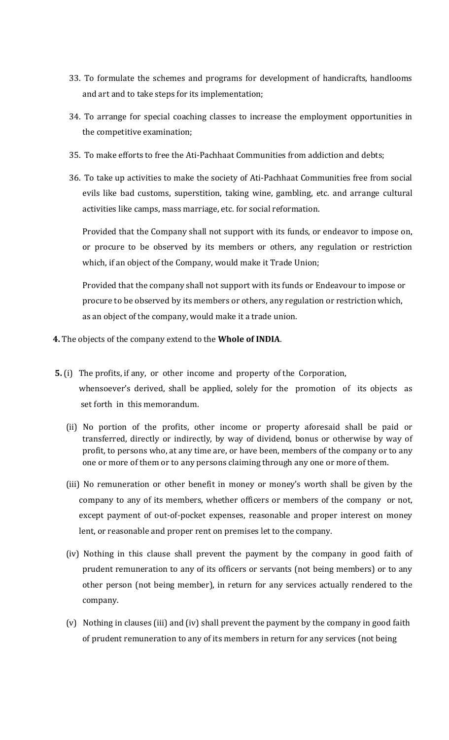33. To formulate the schemes and programs for development of handicrafts, handlooms and art and to take steps for its implementation;

34. To arrange for special coaching classes to increase the employment opportunities in the competitive examination;

35. To make efforts to free the Ati-Pachhaat Communities from addiction and debts;

36. To take up activities to make the society of Ati-Pachhaat Communities free from social evils like bad customs, superstition, taking wine, gambling, etc. and arrange cultural activities like camps, mass marriage, etc. for social reformation.

    Provided that the Company shall not support with its funds, or endeavor to impose on, or procure to be observed by its members or others, any regulation or restriction which, if an object of the Company, would make it Trade Union;

    Provided that the company shall not support with its funds or Endeavour to impose or procure to be observed by its members or others, any regulation or restriction which, as an object of the company, would make it a trade union.

**4.** The objects of the company extend to the **Whole of INDIA**.

**5.** (i) The profits, if any, or other income and property of the Corporation, whensoever's derived, shall be applied, solely for the promotion of its objects as set forth in this memorandum.

(ii) No portion of the profits, other income or property aforesaid shall be paid or transferred, directly or indirectly, by way of dividend, bonus or otherwise by way of profit, to persons who, at any time are, or have been, members of the company or to any one or more of them or to any persons claiming through any one or more of them.

(iii) No remuneration or other benefit in money or money's worth shall be given by the company to any of its members, whether officers or members of the company or not, except payment of out-of-pocket expenses, reasonable and proper interest on money lent, or reasonable and proper rent on premises let to the company.

(iv) Nothing in this clause shall prevent the payment by the company in good faith of prudent remuneration to any of its officers or servants (not being members) or to any other person (not being member), in return for any services actually rendered to the company.

(v) Nothing in clauses (iii) and (iv) shall prevent the payment by the company in good faith of prudent remuneration to any of its members in return for any services (not being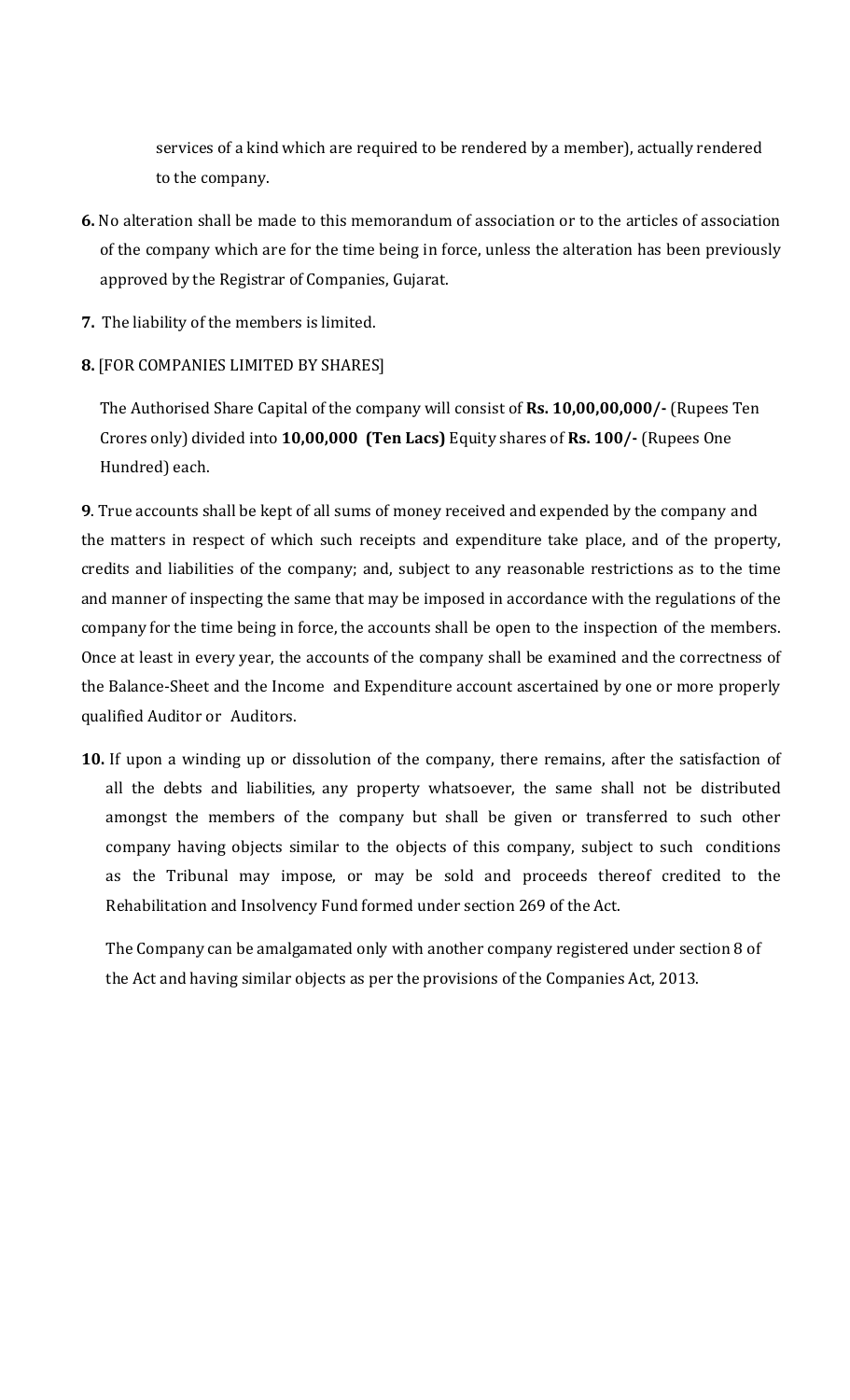services of a kind which are required to be rendered by a member), actually rendered to the company.

**6.** No alteration shall be made to this memorandum of association or to the articles of association of the company which are for the time being in force, unless the alteration has been previously approved by the Registrar of Companies, Gujarat.

**7.** The liability of the members is limited.

**8.** [FOR COMPANIES LIMITED BY SHARES]

The Authorised Share Capital of the company will consist of **Rs. 10,00,00,000/-** (Rupees Ten Crores only) divided into **10,00,000 (Ten Lacs)** Equity shares of **Rs. 100/-** (Rupees One Hundred) each.

**9**. True accounts shall be kept of all sums of money received and expended by the company and the matters in respect of which such receipts and expenditure take place, and of the property, credits and liabilities of the company; and, subject to any reasonable restrictions as to the time and manner of inspecting the same that may be imposed in accordance with the regulations of the company for the time being in force, the accounts shall be open to the inspection of the members. Once at least in every year, the accounts of the company shall be examined and the correctness of the Balance-Sheet and the Income and Expenditure account ascertained by one or more properly qualified Auditor or Auditors.

**10.** If upon a winding up or dissolution of the company, there remains, after the satisfaction of all the debts and liabilities, any property whatsoever, the same shall not be distributed amongst the members of the company but shall be given or transferred to such other company having objects similar to the objects of this company, subject to such conditions as the Tribunal may impose, or may be sold and proceeds thereof credited to the Rehabilitation and Insolvency Fund formed under section 269 of the Act.

The Company can be amalgamated only with another company registered under section 8 of the Act and having similar objects as per the provisions of the Companies Act, 2013.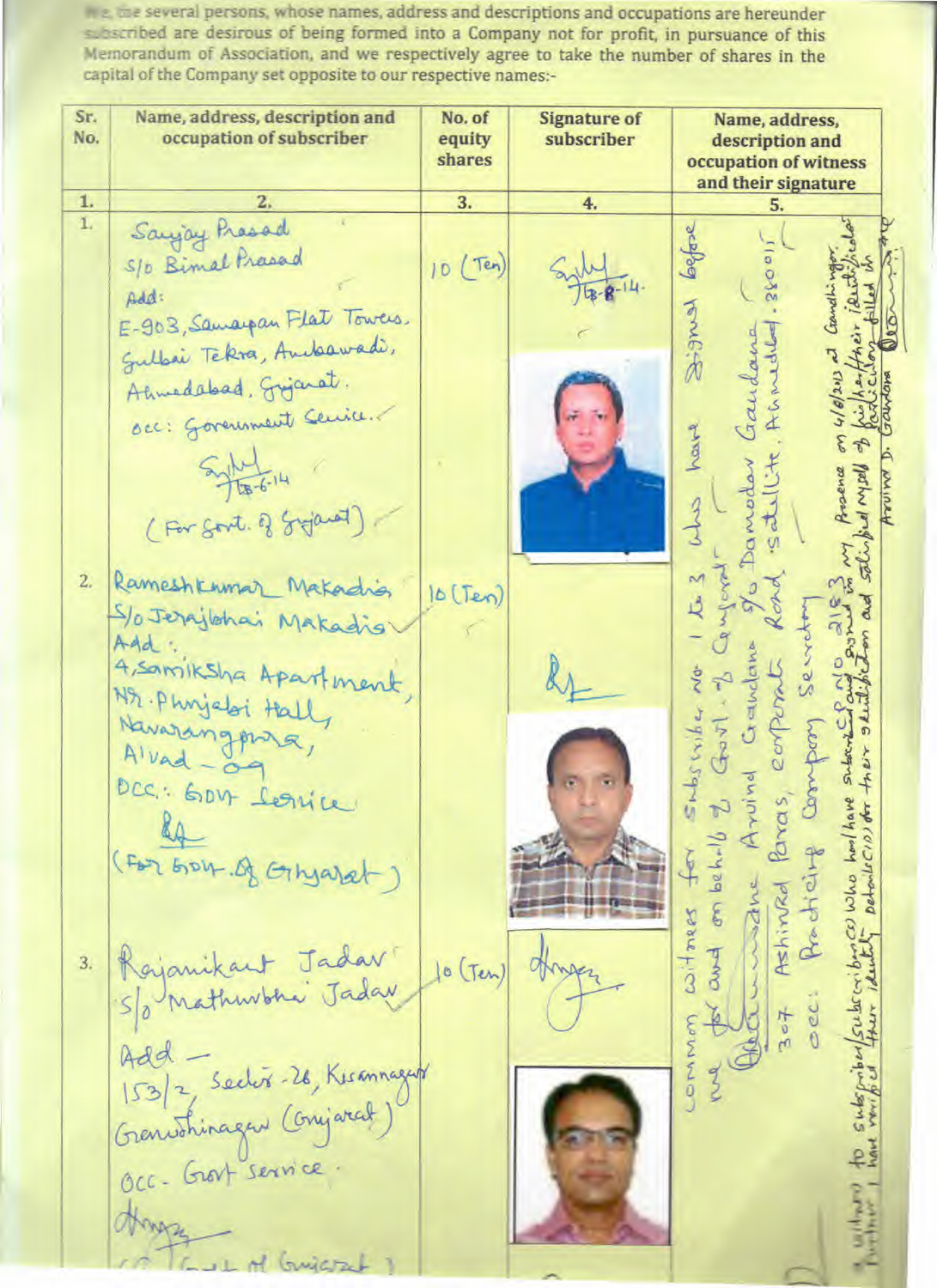We, the several persons, whose names, address and descriptions and occupations are hereunder subscribed are desirous of being formed into a Company not for profit, in pursuance of this Memorandum of Association, and we respectively agree to take the number of shares in the capital of the Company set opposite to our respective names:-

| Sr. No. | Name, address, description and occupation of subscriber | No. of equity shares | Signature of subscriber | Name, address, description and occupation of witness and their signature |
|---|---|---|---|---|
| 1. | 2. | 3. | 4. | 5. |
| 1. | Sanjay Prasad S/o Bimal Prasad Add: E-903, Samarpan Flat Towers, Gulbai Tekra, Ambawadi, Ahmedabad, Gujarat. Occ: Government Service. (Sd/-) 7-8-6-14 (For Govt. of Gujarat) | 10 (Ten) | (Sd/-) 7-8-8-14. | Common witness for subscriber No 1 to 3 who have signed before me for and on behalf of Govt. of Gujarat. (Sd/-) Arvind Gandane S/o Damodar Gandane 307 Ashirvad Paras, Corporate Road, Satellite, Ahmedabad - 380015 Occ: Practicing Company Secretary CP No 2183. I witness to subscriber/subscriber(s) who has/have subscribed and signed in my presence on 4/8/2014 at Gandhinagar. Further I have verified their identity details(ID) for their identification and satisfied myself of his/her/their identification filled in. Arvind D. Gandane (Sd/-) |
| 2. | Rameshkumar Makadia S/o Jerajbhai Makadia Add: 4, Samiksha Apartment, Nr. Punjabi Hall, Navarangpura, A'vad - 09 Occ.: Govt Service (Sd/-) (For Govt. of Gujarat) | 10 (Ten) | (Sd/-) | |
| 3. | Rajanikant Jadav S/o Mathurbhai Jadav Add - 153/2, Sector-26, Kisannagar Gandhinagar (Gujarat) Occ - Govt service. (Sd/-) (For Govt. of Gujarat) | 10 (Ten) | (Sd/-) | |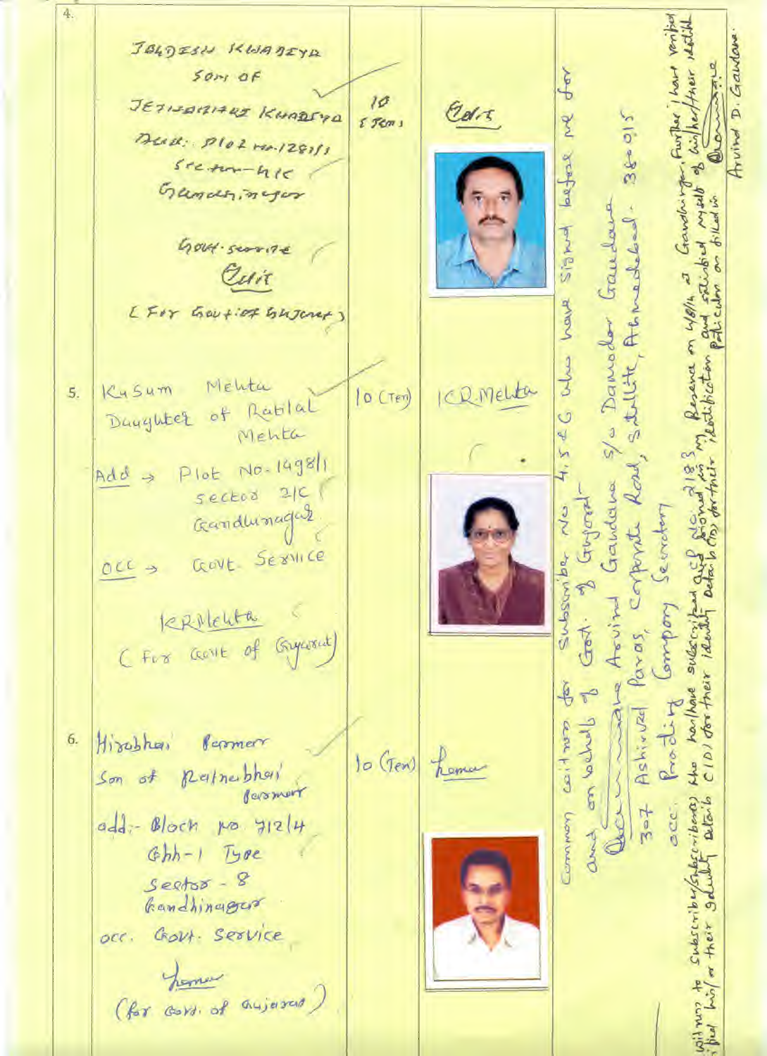| | | | | |
|---|---|---|---|---|
| 4. | JAGDISH KHADIYA<br>SON OF<br>JETHABHAI KHADIYA<br>Add: Plot no. 1281/1<br>Sector-4/C<br>Gandhinagar<br><br>Govt. service<br>*(signature)*<br>[For Govt of Gujarat] | 10 (Ten) | *(signature)* | Common witness for Subscriber No. 4, 5 & 6 who have signed before me for and on behalf of Govt. of Gujarat<br>*(signature)*<br>Arvind Gandana s/o Damodar Gandana<br>307 Ashirwad Paras, Corporate Road, Satellite, Ahmedabad. 380015<br>occ: Practicing Company Secretary<br><br>witness to subscriber/subscribers who has/have subscribed and signed in my presence on 4/8/14 at Gandhinagar. Further I have verified his/her/their identity details (ID) for their identification and satisfied myself of his/her/their identity particulars as filled in.<br>*(signature)*<br>Arvind D. Gandana |
| 5. | Kusum Mehta<br>Daughter of Ratilal Mehta<br>Add → Plot No-1498/1<br>Sector 21C<br>Gandhinagar<br>OCC → Govt. Service<br><br>KRMehta<br>( For Govt of Gujarat) | 10 (Ten) | KRMehta | |
| 6. | Hirabhai Parmar<br>Son of Ratnabhai Parmar<br>add:- Block no. 712/4<br>Chh-1 Type<br>Sector - 8<br>Gandhinagar<br>occ. Govt. Service<br><br>*(signature)*<br>(for Govt. of Gujarat) | 10 (Ten) | *(signature)* | |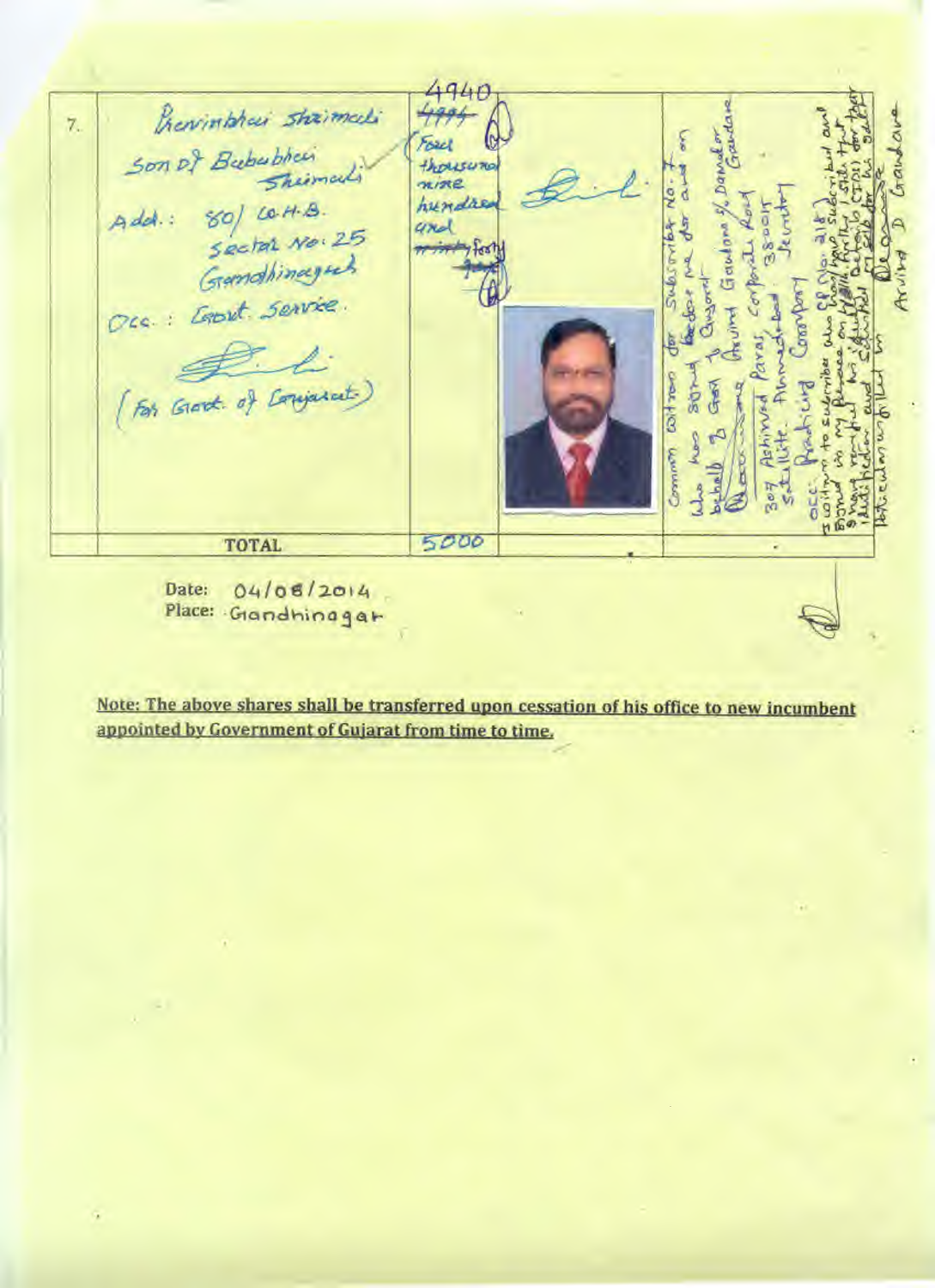| | | | | | |
|---|---|---|---|---|---|
| 7. | Pravinbhai Shrimali<br>Son of Babubhai Shrimali<br>Add.: 80/ G.H.B.<br>Sector No: 25<br>Gandhinagar<br>Occ.: Govt. Service.<br>(For Govt. of Gujarat) | 4940<br>~~4994~~<br>Four thousand nine hundred and ~~ninety~~ forty ~~four~~ | | | Common witness for Subscriber No. 7 who has signed before me for and on behalf of Govt of Gujarat<br>Arvind Gandare s/o Damodar Gandare<br>307 Ashirvad Paras, Corporate Road Satellite, Ahmedabad 380015<br>Occ: Practicing Company Secretary<br>I witness to subscriber also CP No. 2187 Borne in my presence on his/her subscribed and I have verified his/her identity... details for the identification and satisfied myself... for his/her identification<br>Arvind D Gandare |
| | TOTAL | 5000 | | | |

Date: 04/08/2014
Place: Gandhinagar

<u>Note: The above shares shall be transferred upon cessation of his office to new incumbent appointed by Government of Gujarat from time to time.</u>